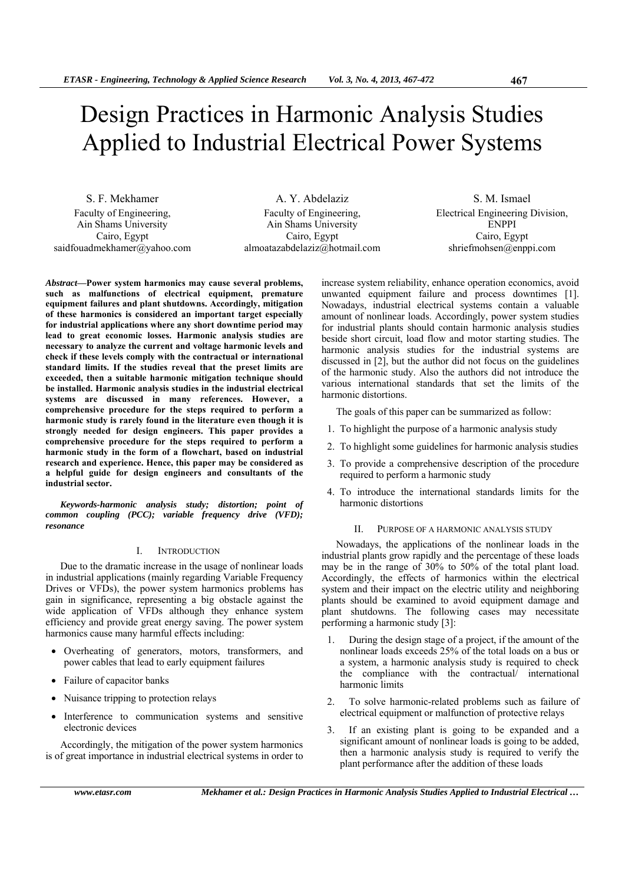# Design Practices in Harmonic Analysis Studies Applied to Industrial Electrical Power Systems

S. F. Mekhamer
Faculty of Engineering,
Ain Shams University
Cairo, Egypt
saidfouadmekhamer@yahoo.com

A. Y. Abdelaziz
Faculty of Engineering,
Ain Shams University
Cairo, Egypt
almoatazabdelaziz@hotmail.com

S. M. Ismael
Electrical Engineering Division,
ENPPI
Cairo, Egypt
shriefmohsen@enppi.com

***Abstract*—Power system harmonics may cause several problems, such as malfunctions of electrical equipment, premature equipment failures and plant shutdowns. Accordingly, mitigation of these harmonics is considered an important target especially for industrial applications where any short downtime period may lead to great economic losses. Harmonic analysis studies are necessary to analyze the current and voltage harmonic levels and check if these levels comply with the contractual or international standard limits. If the studies reveal that the preset limits are exceeded, then a suitable harmonic mitigation technique should be installed. Harmonic analysis studies in the industrial electrical systems are discussed in many references. However, a comprehensive procedure for the steps required to perform a harmonic study is rarely found in the literature even though it is strongly needed for design engineers. This paper provides a comprehensive procedure for the steps required to perform a harmonic study in the form of a flowchart, based on industrial research and experience. Hence, this paper may be considered as a helpful guide for design engineers and consultants of the industrial sector.**

***Keywords-harmonic analysis study; distortion; point of common coupling (PCC); variable frequency drive (VFD); resonance***

## I. Introduction

Due to the dramatic increase in the usage of nonlinear loads in industrial applications (mainly regarding Variable Frequency Drives or VFDs), the power system harmonics problems has gain in significance, representing a big obstacle against the wide application of VFDs although they enhance system efficiency and provide great energy saving. The power system harmonics cause many harmful effects including:

- Overheating of generators, motors, transformers, and power cables that lead to early equipment failures
- Failure of capacitor banks
- Nuisance tripping to protection relays
- Interference to communication systems and sensitive electronic devices

Accordingly, the mitigation of the power system harmonics is of great importance in industrial electrical systems in order to increase system reliability, enhance operation economics, avoid unwanted equipment failure and process downtimes [1]. Nowadays, industrial electrical systems contain a valuable amount of nonlinear loads. Accordingly, power system studies for industrial plants should contain harmonic analysis studies beside short circuit, load flow and motor starting studies. The harmonic analysis studies for the industrial systems are discussed in [2], but the author did not focus on the guidelines of the harmonic study. Also the authors did not introduce the various international standards that set the limits of the harmonic distortions.

The goals of this paper can be summarized as follow:

1. To highlight the purpose of a harmonic analysis study
2. To highlight some guidelines for harmonic analysis studies
3. To provide a comprehensive description of the procedure required to perform a harmonic study
4. To introduce the international standards limits for the harmonic distortions

## II. Purpose of a Harmonic Analysis Study

Nowadays, the applications of the nonlinear loads in the industrial plants grow rapidly and the percentage of these loads may be in the range of 30% to 50% of the total plant load. Accordingly, the effects of harmonics within the electrical system and their impact on the electric utility and neighboring plants should be examined to avoid equipment damage and plant shutdowns. The following cases may necessitate performing a harmonic study [3]:

1. During the design stage of a project, if the amount of the nonlinear loads exceeds 25% of the total loads on a bus or a system, a harmonic analysis study is required to check the compliance with the contractual/ international harmonic limits
2. To solve harmonic-related problems such as failure of electrical equipment or malfunction of protective relays
3. If an existing plant is going to be expanded and a significant amount of nonlinear loads is going to be added, then a harmonic analysis study is required to verify the plant performance after the addition of these loads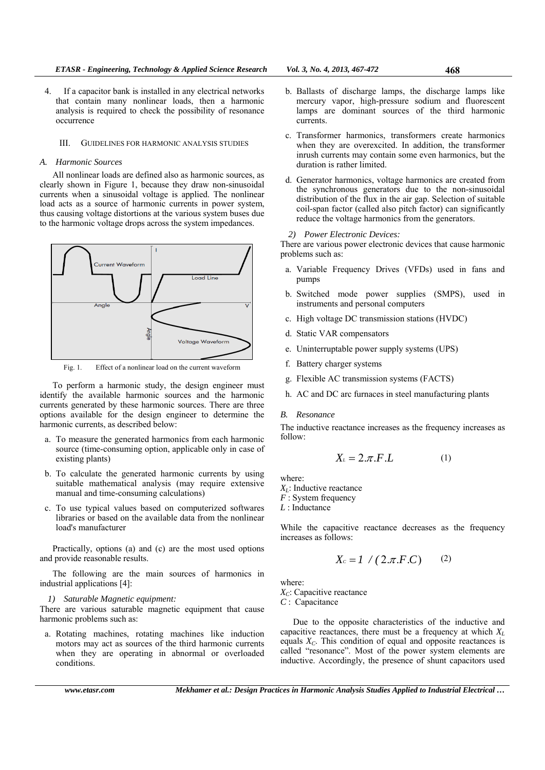4. If a capacitor bank is installed in any electrical networks that contain many nonlinear loads, then a harmonic analysis is required to check the possibility of resonance occurrence

## III. Guidelines for Harmonic Analysis Studies

### A. Harmonic Sources

All nonlinear loads are defined also as harmonic sources, as clearly shown in Figure 1, because they draw non-sinusoidal currents when a sinusoidal voltage is applied. The nonlinear load acts as a source of harmonic currents in power system, thus causing voltage distortions at the various system buses due to the harmonic voltage drops across the system impedances.

Fig. 1. Effect of a nonlinear load on the current waveform

To perform a harmonic study, the design engineer must identify the available harmonic sources and the harmonic currents generated by these harmonic sources. There are three options available for the design engineer to determine the harmonic currents, as described below:

a. To measure the generated harmonics from each harmonic source (time-consuming option, applicable only in case of existing plants)

b. To calculate the generated harmonic currents by using suitable mathematical analysis (may require extensive manual and time-consuming calculations)

c. To use typical values based on computerized softwares libraries or based on the available data from the nonlinear load's manufacturer

Practically, options (a) and (c) are the most used options and provide reasonable results.

The following are the main sources of harmonics in industrial applications [4]:

*1) Saturable Magnetic equipment:*

There are various saturable magnetic equipment that cause harmonic problems such as:

a. Rotating machines, rotating machines like induction motors may act as sources of the third harmonic currents when they are operating in abnormal or overloaded conditions.

b. Ballasts of discharge lamps, the discharge lamps like mercury vapor, high-pressure sodium and fluorescent lamps are dominant sources of the third harmonic currents.

c. Transformer harmonics, transformers create harmonics when they are overexcited. In addition, the transformer inrush currents may contain some even harmonics, but the duration is rather limited.

d. Generator harmonics, voltage harmonics are created from the synchronous generators due to the non-sinusoidal distribution of the flux in the air gap. Selection of suitable coil-span factor (called also pitch factor) can significantly reduce the voltage harmonics from the generators.

*2) Power Electronic Devices:*

There are various power electronic devices that cause harmonic problems such as:

a. Variable Frequency Drives (VFDs) used in fans and pumps

b. Switched mode power supplies (SMPS), used in instruments and personal computers

c. High voltage DC transmission stations (HVDC)

d. Static VAR compensators

e. Uninterruptable power supply systems (UPS)

f. Battery charger systems

g. Flexible AC transmission systems (FACTS)

h. AC and DC arc furnaces in steel manufacturing plants

### B. Resonance

The inductive reactance increases as the frequency increases as follow:

$$X_L = 2.\pi.F.L \qquad (1)$$

where:
$X_L$: Inductive reactance
$F$ : System frequency
$L$ : Inductance

While the capacitive reactance decreases as the frequency increases as follows:

$$X_C = 1\ /\ (2.\pi.F.C) \qquad (2)$$

where:
$X_C$: Capacitive reactance
$C$ : Capacitance

Due to the opposite characteristics of the inductive and capacitive reactances, there must be a frequency at which $X_L$ equals $X_C$. This condition of equal and opposite reactances is called "resonance". Most of the power system elements are inductive. Accordingly, the presence of shunt capacitors used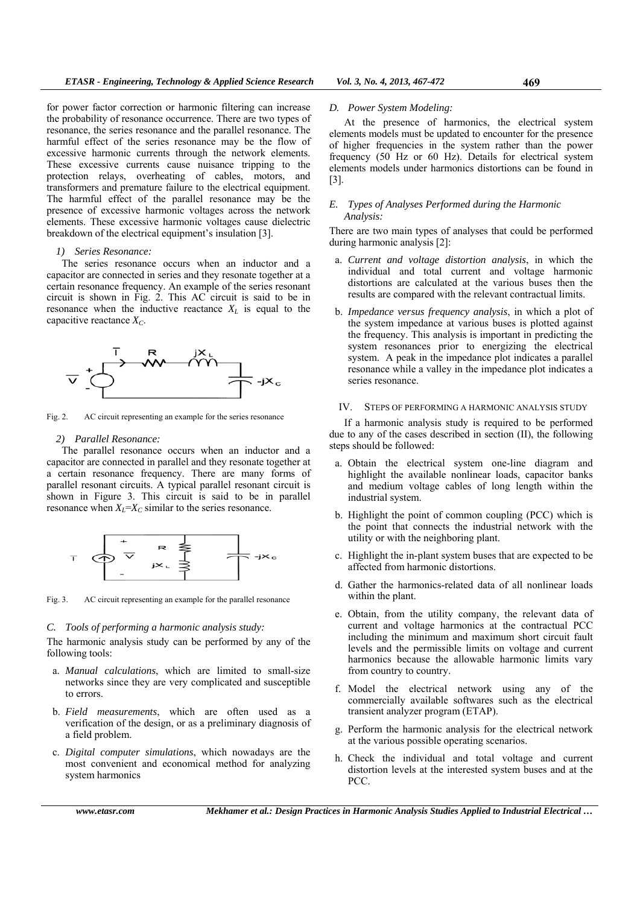for power factor correction or harmonic filtering can increase the probability of resonance occurrence. There are two types of resonance, the series resonance and the parallel resonance. The harmful effect of the series resonance may be the flow of excessive harmonic currents through the network elements. These excessive currents cause nuisance tripping to the protection relays, overheating of cables, motors, and transformers and premature failure to the electrical equipment. The harmful effect of the parallel resonance may be the presence of excessive harmonic voltages across the network elements. These excessive harmonic voltages cause dielectric breakdown of the electrical equipment's insulation [3].

*1) Series Resonance:*

The series resonance occurs when an inductor and a capacitor are connected in series and they resonate together at a certain resonance frequency. An example of the series resonant circuit is shown in Fig. 2. This AC circuit is said to be in resonance when the inductive reactance $X_L$ is equal to the capacitive reactance $X_C$.

Fig. 2. AC circuit representing an example for the series resonance

*2) Parallel Resonance:*

The parallel resonance occurs when an inductor and a capacitor are connected in parallel and they resonate together at a certain resonance frequency. There are many forms of parallel resonant circuits. A typical parallel resonant circuit is shown in Figure 3. This circuit is said to be in parallel resonance when $X_L$=$X_C$ similar to the series resonance.

Fig. 3. AC circuit representing an example for the parallel resonance

### *C. Tools of performing a harmonic analysis study:*

The harmonic analysis study can be performed by any of the following tools:

a. *Manual calculations*, which are limited to small-size networks since they are very complicated and susceptible to errors.

b. *Field measurements*, which are often used as a verification of the design, or as a preliminary diagnosis of a field problem.

c. *Digital computer simulations*, which nowadays are the most convenient and economical method for analyzing system harmonics

### *D. Power System Modeling:*

At the presence of harmonics, the electrical system elements models must be updated to encounter for the presence of higher frequencies in the system rather than the power frequency (50 Hz or 60 Hz). Details for electrical system elements models under harmonics distortions can be found in [3].

### *E. Types of Analyses Performed during the Harmonic Analysis:*

There are two main types of analyses that could be performed during harmonic analysis [2]:

a. *Current and voltage distortion analysis*, in which the individual and total current and voltage harmonic distortions are calculated at the various buses then the results are compared with the relevant contractual limits.

b. *Impedance versus frequency analysis*, in which a plot of the system impedance at various buses is plotted against the frequency. This analysis is important in predicting the system resonances prior to energizing the electrical system. A peak in the impedance plot indicates a parallel resonance while a valley in the impedance plot indicates a series resonance.

## IV. STEPS OF PERFORMING A HARMONIC ANALYSIS STUDY

If a harmonic analysis study is required to be performed due to any of the cases described in section (II), the following steps should be followed:

a. Obtain the electrical system one-line diagram and highlight the available nonlinear loads, capacitor banks and medium voltage cables of long length within the industrial system.

b. Highlight the point of common coupling (PCC) which is the point that connects the industrial network with the utility or with the neighboring plant.

c. Highlight the in-plant system buses that are expected to be affected from harmonic distortions.

d. Gather the harmonics-related data of all nonlinear loads within the plant.

e. Obtain, from the utility company, the relevant data of current and voltage harmonics at the contractual PCC including the minimum and maximum short circuit fault levels and the permissible limits on voltage and current harmonics because the allowable harmonic limits vary from country to country.

f. Model the electrical network using any of the commercially available softwares such as the electrical transient analyzer program (ETAP).

g. Perform the harmonic analysis for the electrical network at the various possible operating scenarios.

h. Check the individual and total voltage and current distortion levels at the interested system buses and at the PCC.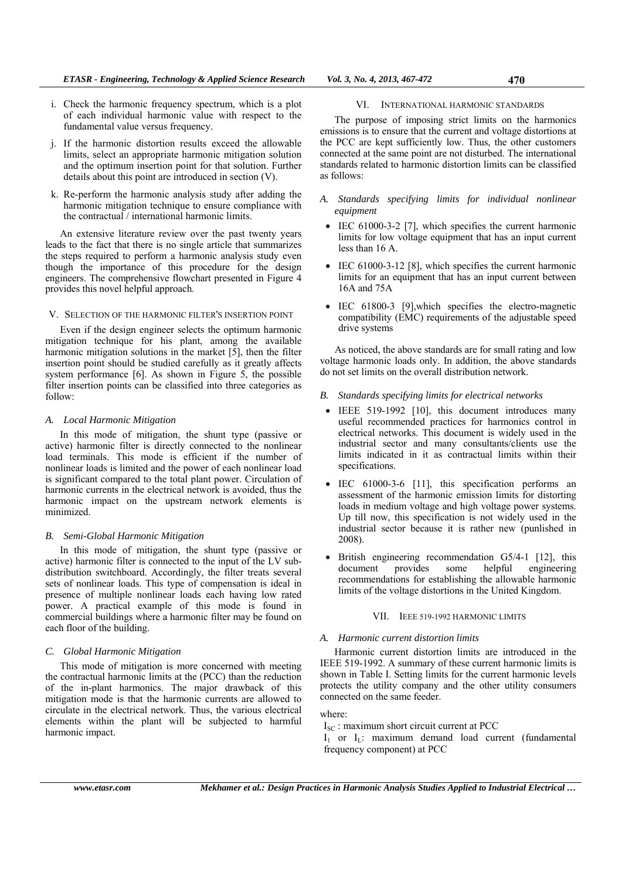i. Check the harmonic frequency spectrum, which is a plot of each individual harmonic value with respect to the fundamental value versus frequency.

j. If the harmonic distortion results exceed the allowable limits, select an appropriate harmonic mitigation solution and the optimum insertion point for that solution. Further details about this point are introduced in section (V).

k. Re-perform the harmonic analysis study after adding the harmonic mitigation technique to ensure compliance with the contractual / international harmonic limits.

An extensive literature review over the past twenty years leads to the fact that there is no single article that summarizes the steps required to perform a harmonic analysis study even though the importance of this procedure for the design engineers. The comprehensive flowchart presented in Figure 4 provides this novel helpful approach.

## V. SELECTION OF THE HARMONIC FILTER'S INSERTION POINT

Even if the design engineer selects the optimum harmonic mitigation technique for his plant, among the available harmonic mitigation solutions in the market [5], then the filter insertion point should be studied carefully as it greatly affects system performance [6]. As shown in Figure 5, the possible filter insertion points can be classified into three categories as follow:

### *A. Local Harmonic Mitigation*

In this mode of mitigation, the shunt type (passive or active) harmonic filter is directly connected to the nonlinear load terminals. This mode is efficient if the number of nonlinear loads is limited and the power of each nonlinear load is significant compared to the total plant power. Circulation of harmonic currents in the electrical network is avoided, thus the harmonic impact on the upstream network elements is minimized.

### *B. Semi-Global Harmonic Mitigation*

In this mode of mitigation, the shunt type (passive or active) harmonic filter is connected to the input of the LV sub-distribution switchboard. Accordingly, the filter treats several sets of nonlinear loads. This type of compensation is ideal in presence of multiple nonlinear loads each having low rated power. A practical example of this mode is found in commercial buildings where a harmonic filter may be found on each floor of the building.

### *C. Global Harmonic Mitigation*

This mode of mitigation is more concerned with meeting the contractual harmonic limits at the (PCC) than the reduction of the in-plant harmonics. The major drawback of this mitigation mode is that the harmonic currents are allowed to circulate in the electrical network. Thus, the various electrical elements within the plant will be subjected to harmful harmonic impact.

## VI. INTERNATIONAL HARMONIC STANDARDS

The purpose of imposing strict limits on the harmonics emissions is to ensure that the current and voltage distortions at the PCC are kept sufficiently low. Thus, the other customers connected at the same point are not disturbed. The international standards related to harmonic distortion limits can be classified as follows:

### *A. Standards specifying limits for individual nonlinear equipment*

- IEC 61000-3-2 [7], which specifies the current harmonic limits for low voltage equipment that has an input current less than 16 A.
- IEC 61000-3-12 [8], which specifies the current harmonic limits for an equipment that has an input current between 16A and 75A
- IEC 61800-3 [9],which specifies the electro-magnetic compatibility (EMC) requirements of the adjustable speed drive systems

As noticed, the above standards are for small rating and low voltage harmonic loads only. In addition, the above standards do not set limits on the overall distribution network.

### *B. Standards specifying limits for electrical networks*

- IEEE 519-1992 [10], this document introduces many useful recommended practices for harmonics control in electrical networks. This document is widely used in the industrial sector and many consultants/clients use the limits indicated in it as contractual limits within their specifications.
- IEC 61000-3-6 [11], this specification performs an assessment of the harmonic emission limits for distorting loads in medium voltage and high voltage power systems. Up till now, this specification is not widely used in the industrial sector because it is rather new (punlished in 2008).
- British engineering recommendation G5/4-1 [12], this document provides some helpful engineering recommendations for establishing the allowable harmonic limits of the voltage distortions in the United Kingdom.

## VII. IEEE 519-1992 HARMONIC LIMITS

### *A. Harmonic current distortion limits*

Harmonic current distortion limits are introduced in the IEEE 519-1992. A summary of these current harmonic limits is shown in Table I. Setting limits for the current harmonic levels protects the utility company and the other utility consumers connected on the same feeder.

where:

$I_{SC}$ : maximum short circuit current at PCC

$I_1$ or $I_L$: maximum demand load current (fundamental frequency component) at PCC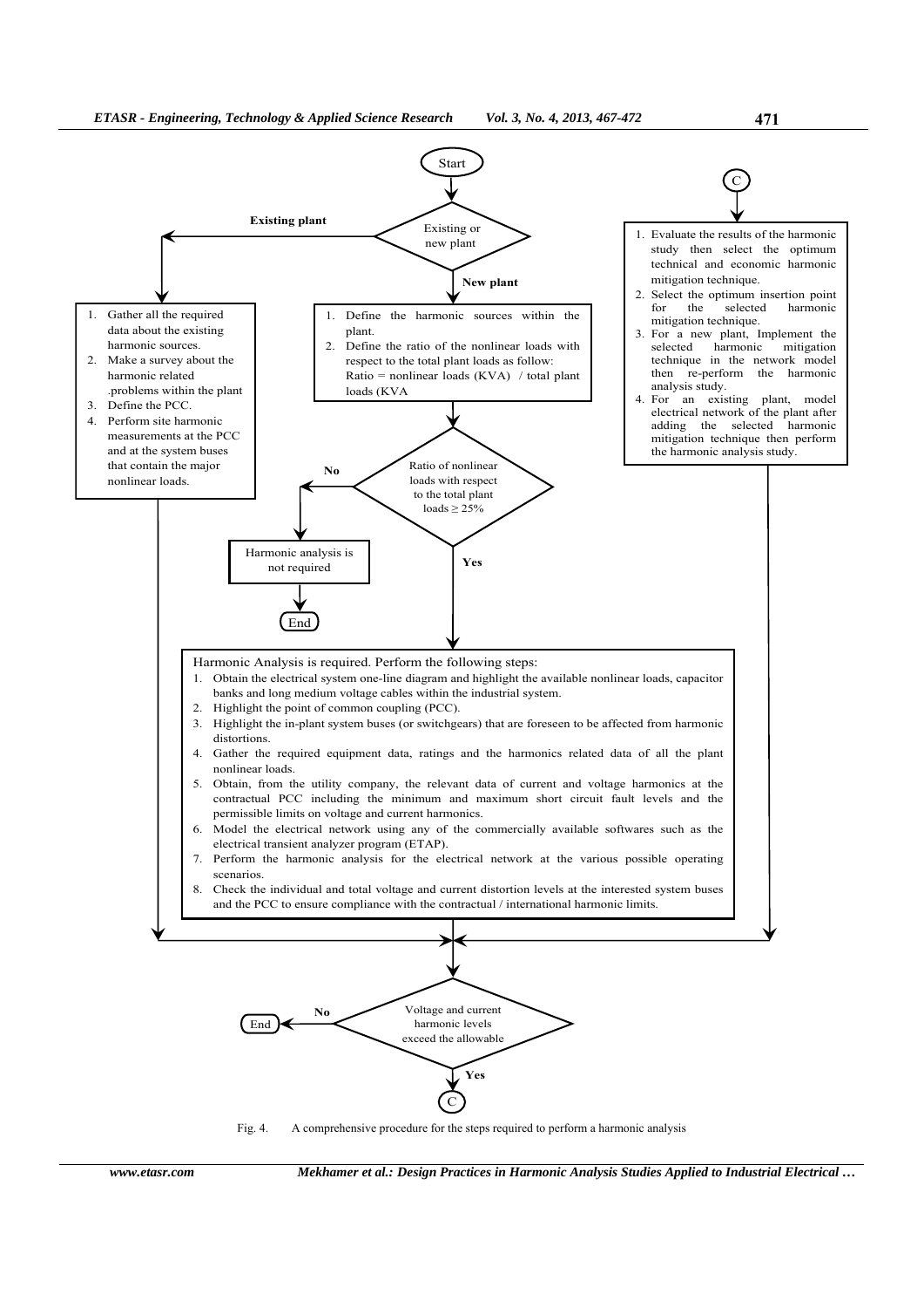Start

Existing or new plant

**Existing plant**

1. Gather all the required data about the existing harmonic sources.
2. Make a survey about the harmonic related .problems within the plant
3. Define the PCC.
4. Perform site harmonic measurements at the PCC and at the system buses that contain the major nonlinear loads.

**New plant**

1. Define the harmonic sources within the plant.
2. Define the ratio of the nonlinear loads with respect to the total plant loads as follow: Ratio = nonlinear loads (KVA) / total plant loads (KVA

Ratio of nonlinear loads with respect to the total plant loads ≥ 25%

**No**

Harmonic analysis is not required

End

**Yes**

Harmonic Analysis is required. Perform the following steps:

1. Obtain the electrical system one-line diagram and highlight the available nonlinear loads, capacitor banks and long medium voltage cables within the industrial system.
2. Highlight the point of common coupling (PCC).
3. Highlight the in-plant system buses (or switchgears) that are foreseen to be affected from harmonic distortions.
4. Gather the required equipment data, ratings and the harmonics related data of all the plant nonlinear loads.
5. Obtain, from the utility company, the relevant data of current and voltage harmonics at the contractual PCC including the minimum and maximum short circuit fault levels and the permissible limits on voltage and current harmonics.
6. Model the electrical network using any of the commercially available softwares such as the electrical transient analyzer program (ETAP).
7. Perform the harmonic analysis for the electrical network at the various possible operating scenarios.
8. Check the individual and total voltage and current distortion levels at the interested system buses and the PCC to ensure compliance with the contractual / international harmonic limits.

C

1. Evaluate the results of the harmonic study then select the optimum technical and economic harmonic mitigation technique.
2. Select the optimum insertion point for the selected harmonic mitigation technique.
3. For a new plant, Implement the selected harmonic mitigation technique in the network model then re-perform the harmonic analysis study.
4. For an existing plant, model electrical network of the plant after adding the selected harmonic mitigation technique then perform the harmonic analysis study.

Voltage and current harmonic levels exceed the allowable

**No**

End

**Yes**

C

Fig. 4. A comprehensive procedure for the steps required to perform a harmonic analysis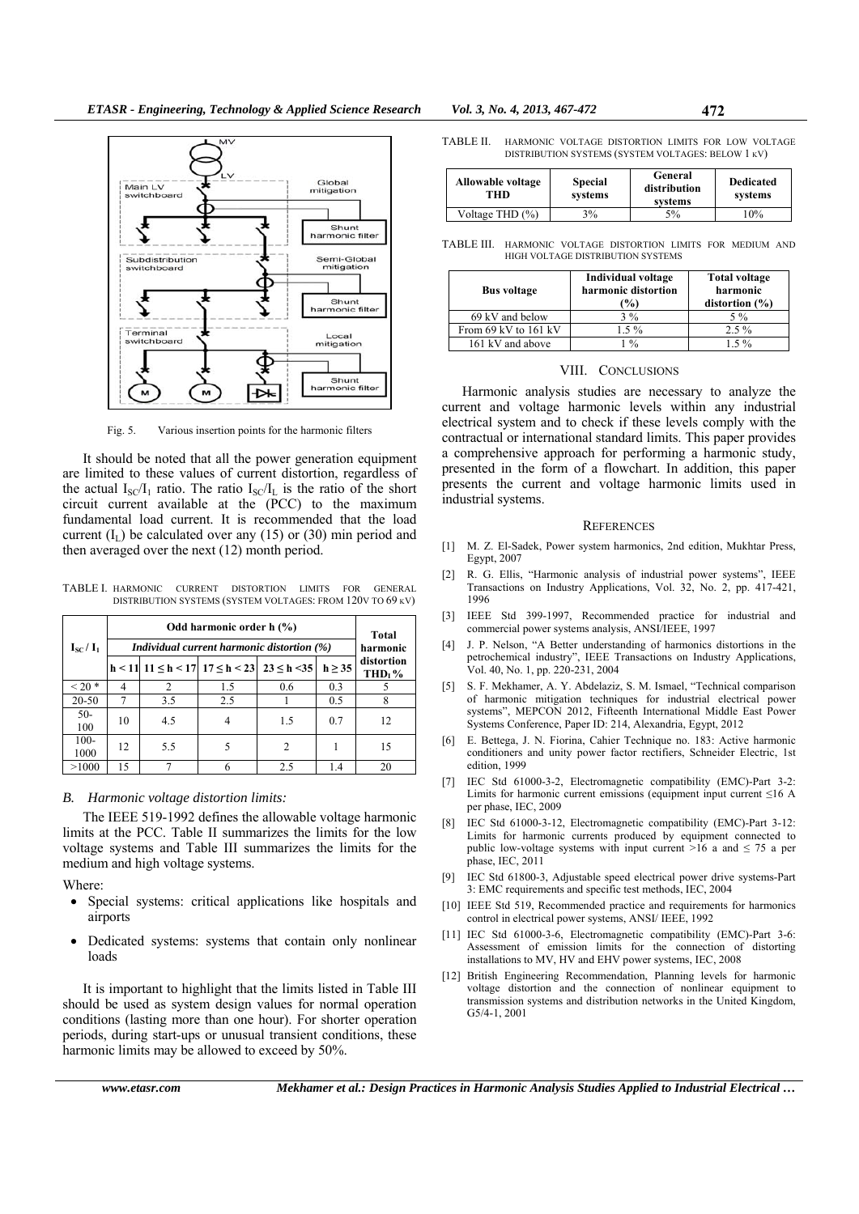MV

LV

Main LV switchboard

Global mitigation

Shunt harmonic filter

Subdistribution switchboard

Semi-Global mitigation

Shunt harmonic filter

Terminal switchboard

Local mitigation

M

M

Shunt harmonic filter

Fig. 5. Various insertion points for the harmonic filters

It should be noted that all the power generation equipment are limited to these values of current distortion, regardless of the actual $I_{SC}/I_1$ ratio. The ratio $I_{SC}/I_L$ is the ratio of the short circuit current available at the (PCC) to the maximum fundamental load current. It is recommended that the load current ($I_L$) be calculated over any (15) or (30) min period and then averaged over the next (12) month period.

TABLE I. HARMONIC CURRENT DISTORTION LIMITS FOR GENERAL DISTRIBUTION SYSTEMS (SYSTEM VOLTAGES: FROM 120V TO 69 KV)

| $I_{SC}/I_1$ | Odd harmonic order h (%) | | | | | Total harmonic distortion $THD_I$ % |
|---|---|---|---|---|---|---|
| | *Individual current harmonic distortion (%)* | | | | | |
| | $h < 11$ | $11 \leq h < 17$ | $17 \leq h < 23$ | $23 \leq h < 35$ | $h \geq 35$ | |
| < 20 * | 4 | 2 | 1.5 | 0.6 | 0.3 | 5 |
| 20-50 | 7 | 3.5 | 2.5 | 1 | 0.5 | 8 |
| 50-100 | 10 | 4.5 | 4 | 1.5 | 0.7 | 12 |
| 100-1000 | 12 | 5.5 | 5 | 2 | 1 | 15 |
| >1000 | 15 | 7 | 6 | 2.5 | 1.4 | 20 |

### *B. Harmonic voltage distortion limits:*

The IEEE 519-1992 defines the allowable voltage harmonic limits at the PCC. Table II summarizes the limits for the low voltage systems and Table III summarizes the limits for the medium and high voltage systems.

Where:

- Special systems: critical applications like hospitals and airports
- Dedicated systems: systems that contain only nonlinear loads

It is important to highlight that the limits listed in Table III should be used as system design values for normal operation conditions (lasting more than one hour). For shorter operation periods, during start-ups or unusual transient conditions, these harmonic limits may be allowed to exceed by 50%.

TABLE II. HARMONIC VOLTAGE DISTORTION LIMITS FOR LOW VOLTAGE DISTRIBUTION SYSTEMS (SYSTEM VOLTAGES: BELOW 1 KV)

| Allowable voltage THD | Special systems | General distribution systems | Dedicated systems |
|---|---|---|---|
| Voltage THD (%) | 3% | 5% | 10% |

TABLE III. HARMONIC VOLTAGE DISTORTION LIMITS FOR MEDIUM AND HIGH VOLTAGE DISTRIBUTION SYSTEMS

| Bus voltage | Individual voltage harmonic distortion (%) | Total voltage harmonic distortion (%) |
|---|---|---|
| 69 kV and below | 3 % | 5 % |
| From 69 kV to 161 kV | 1.5 % | 2.5 % |
| 161 kV and above | 1 % | 1.5 % |

## VIII. CONCLUSIONS

Harmonic analysis studies are necessary to analyze the current and voltage harmonic levels within any industrial electrical system and to check if these levels comply with the contractual or international standard limits. This paper provides a comprehensive approach for performing a harmonic study, presented in the form of a flowchart. In addition, this paper presents the current and voltage harmonic limits used in industrial systems.

## REFERENCES

[1] M. Z. El-Sadek, Power system harmonics, 2nd edition, Mukhtar Press, Egypt, 2007

[2] R. G. Ellis, "Harmonic analysis of industrial power systems", IEEE Transactions on Industry Applications, Vol. 32, No. 2, pp. 417-421, 1996

[3] IEEE Std 399-1997, Recommended practice for industrial and commercial power systems analysis, ANSI/IEEE, 1997

[4] J. P. Nelson, "A Better understanding of harmonics distortions in the petrochemical industry", IEEE Transactions on Industry Applications, Vol. 40, No. 1, pp. 220-231, 2004

[5] S. F. Mekhamer, A. Y. Abdelaziz, S. M. Ismael, "Technical comparison of harmonic mitigation techniques for industrial electrical power systems", MEPCON 2012, Fifteenth International Middle East Power Systems Conference, Paper ID: 214, Alexandria, Egypt, 2012

[6] E. Bettega, J. N. Fiorina, Cahier Technique no. 183: Active harmonic conditioners and unity power factor rectifiers, Schneider Electric, 1st edition, 1999

[7] IEC Std 61000-3-2, Electromagnetic compatibility (EMC)-Part 3-2: Limits for harmonic current emissions (equipment input current ≤16 A per phase, IEC, 2009

[8] IEC Std 61000-3-12, Electromagnetic compatibility (EMC)-Part 3-12: Limits for harmonic currents produced by equipment connected to public low-voltage systems with input current >16 a and ≤ 75 a per phase, IEC, 2011

[9] IEC Std 61800-3, Adjustable speed electrical power drive systems-Part 3: EMC requirements and specific test methods, IEC, 2004

[10] IEEE Std 519, Recommended practice and requirements for harmonics control in electrical power systems, ANSI/ IEEE, 1992

[11] IEC Std 61000-3-6, Electromagnetic compatibility (EMC)-Part 3-6: Assessment of emission limits for the connection of distorting installations to MV, HV and EHV power systems, IEC, 2008

[12] British Engineering Recommendation, Planning levels for harmonic voltage distortion and the connection of nonlinear equipment to transmission systems and distribution networks in the United Kingdom, G5/4-1, 2001